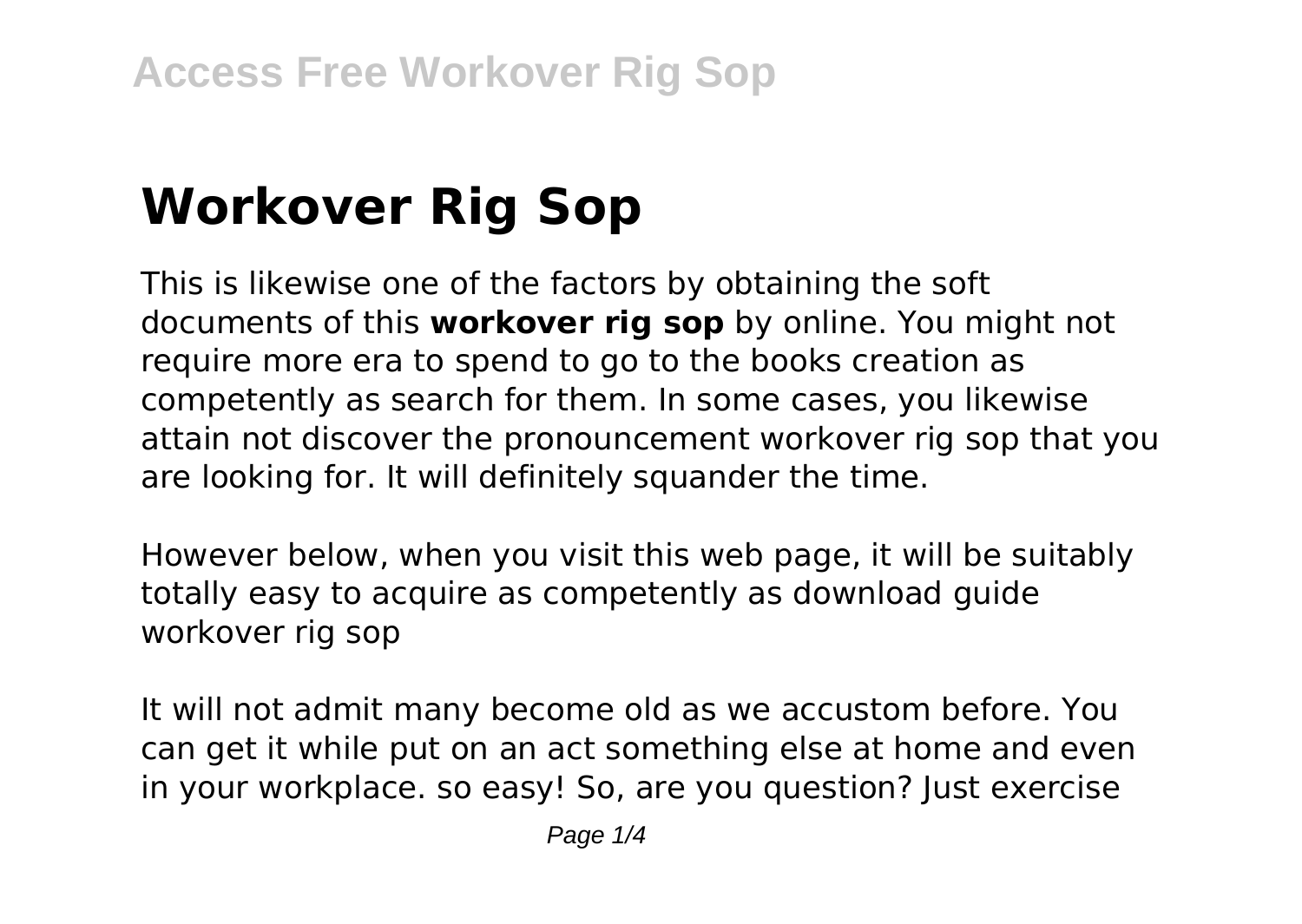# Workover Rig Sop

This is likewise one of the factors by obtaining the soft documents of this **workover rig sop** by online. You might not require more era to spend to go to the books creation as competently as search for them. In some cases, you likewise attain not discover the pronouncement workover rig sop that you are looking for. It will definitely squander the time.

However below, when you visit this web page, it will be suitably totally easy to acquire as competently as download guide workover rig sop

It will not admit many become old as we accustom before. You can get it while put on an act something else at home and even in your workplace. so easy! So, are you question? Just exercise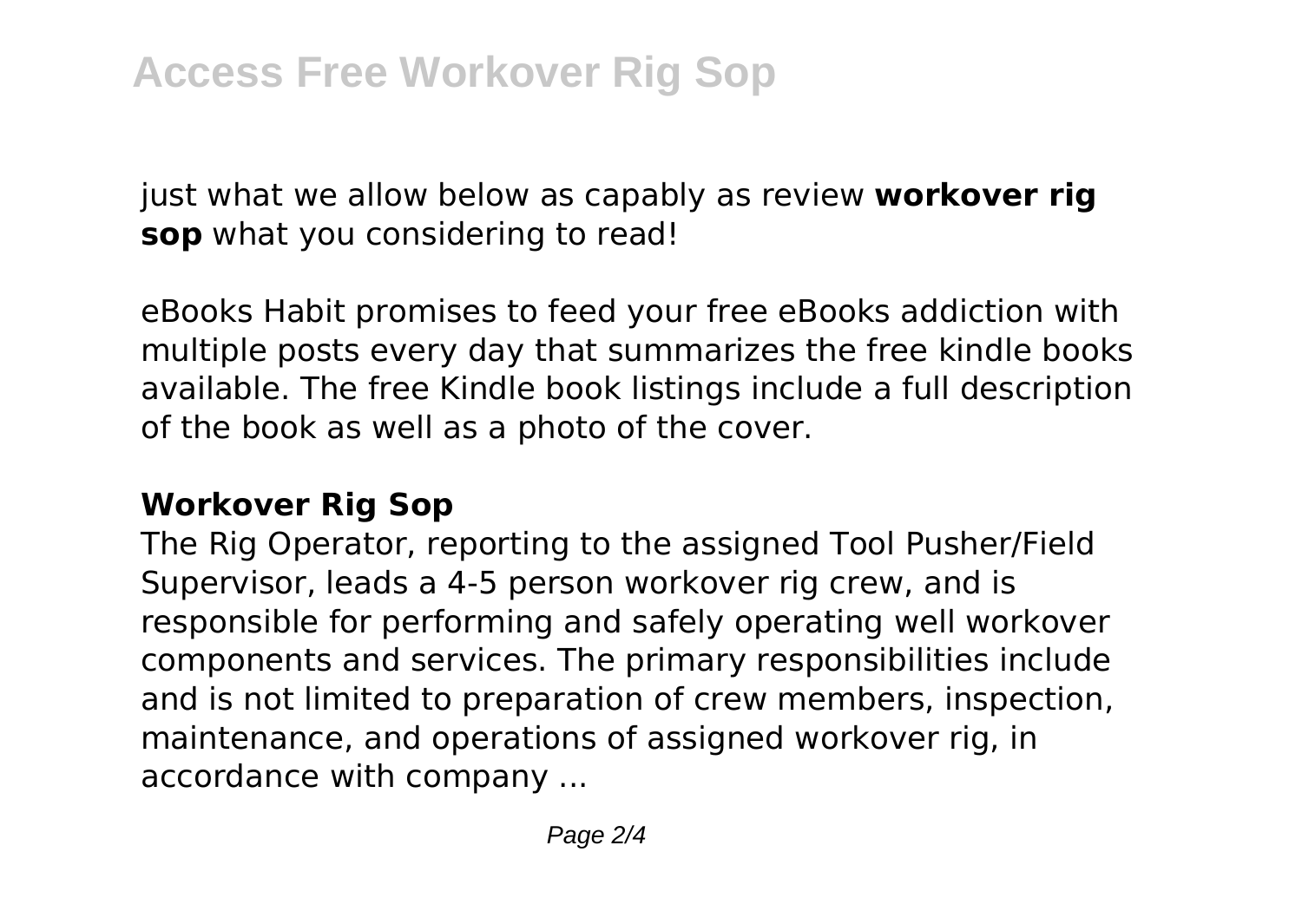just what we allow below as capably as review **workover rig sop** what you considering to read!

eBooks Habit promises to feed your free eBooks addiction with multiple posts every day that summarizes the free kindle books available. The free Kindle book listings include a full description of the book as well as a photo of the cover.

## Workover Rig Sop

The Rig Operator, reporting to the assigned Tool Pusher/Field Supervisor, leads a 4-5 person workover rig crew, and is responsible for performing and safely operating well workover components and services. The primary responsibilities include and is not limited to preparation of crew members, inspection, maintenance, and operations of assigned workover rig, in accordance with company ...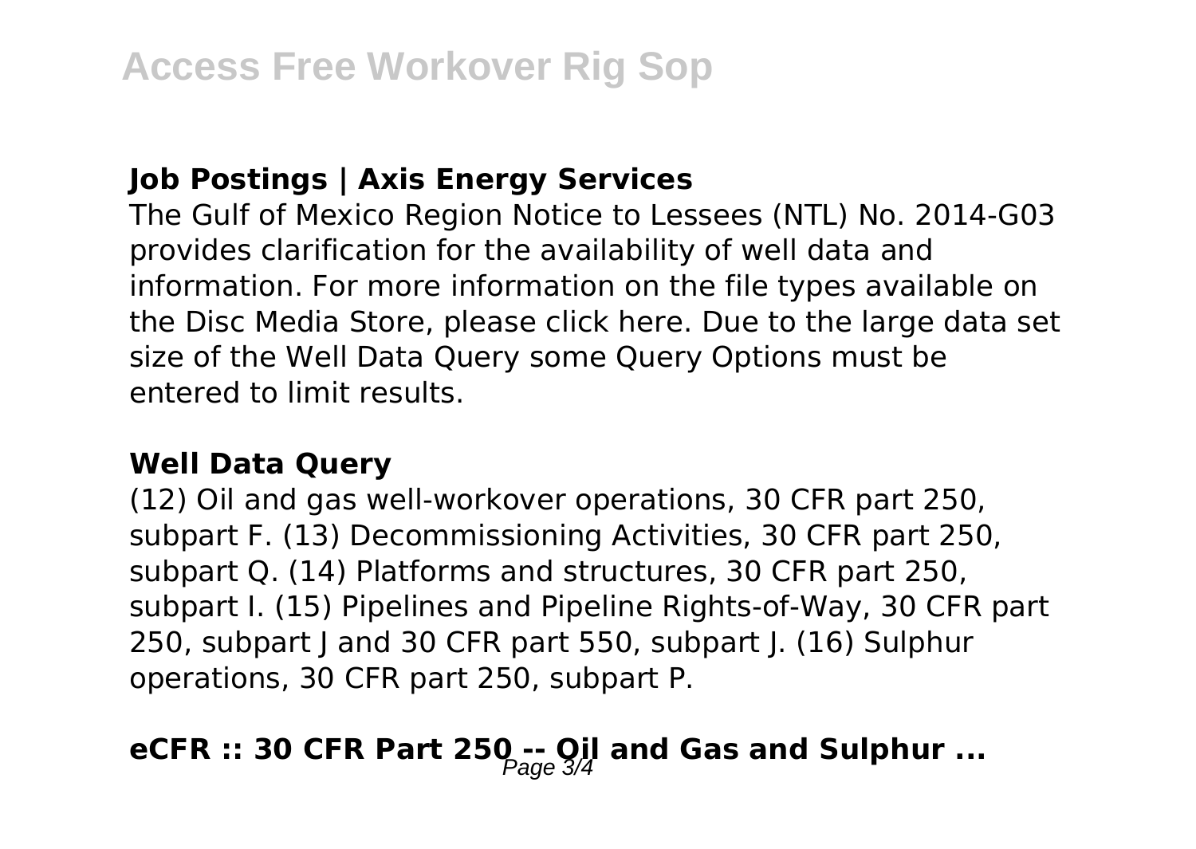**Job Postings | Axis Energy Services**

The Gulf of Mexico Region Notice to Lessees (NTL) No. 2014-G03 provides clarification for the availability of well data and information. For more information on the file types available on the Disc Media Store, please click here. Due to the large data set size of the Well Data Query some Query Options must be entered to limit results.

**Well Data Query**

(12) Oil and gas well-workover operations, 30 CFR part 250, subpart F. (13) Decommissioning Activities, 30 CFR part 250, subpart Q. (14) Platforms and structures, 30 CFR part 250, subpart I. (15) Pipelines and Pipeline Rights-of-Way, 30 CFR part 250, subpart J and 30 CFR part 550, subpart J. (16) Sulphur operations, 30 CFR part 250, subpart P.

**eCFR :: 30 CFR Part 250 -- Oil and Gas and Sulphur ...**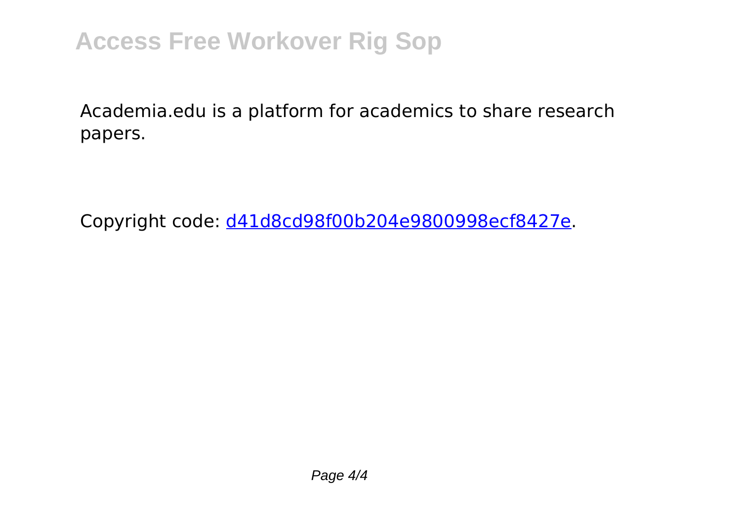Academia.edu is a platform for academics to share research papers.

Copyright code: d41d8cd98f00b204e9800998ecf8427e.